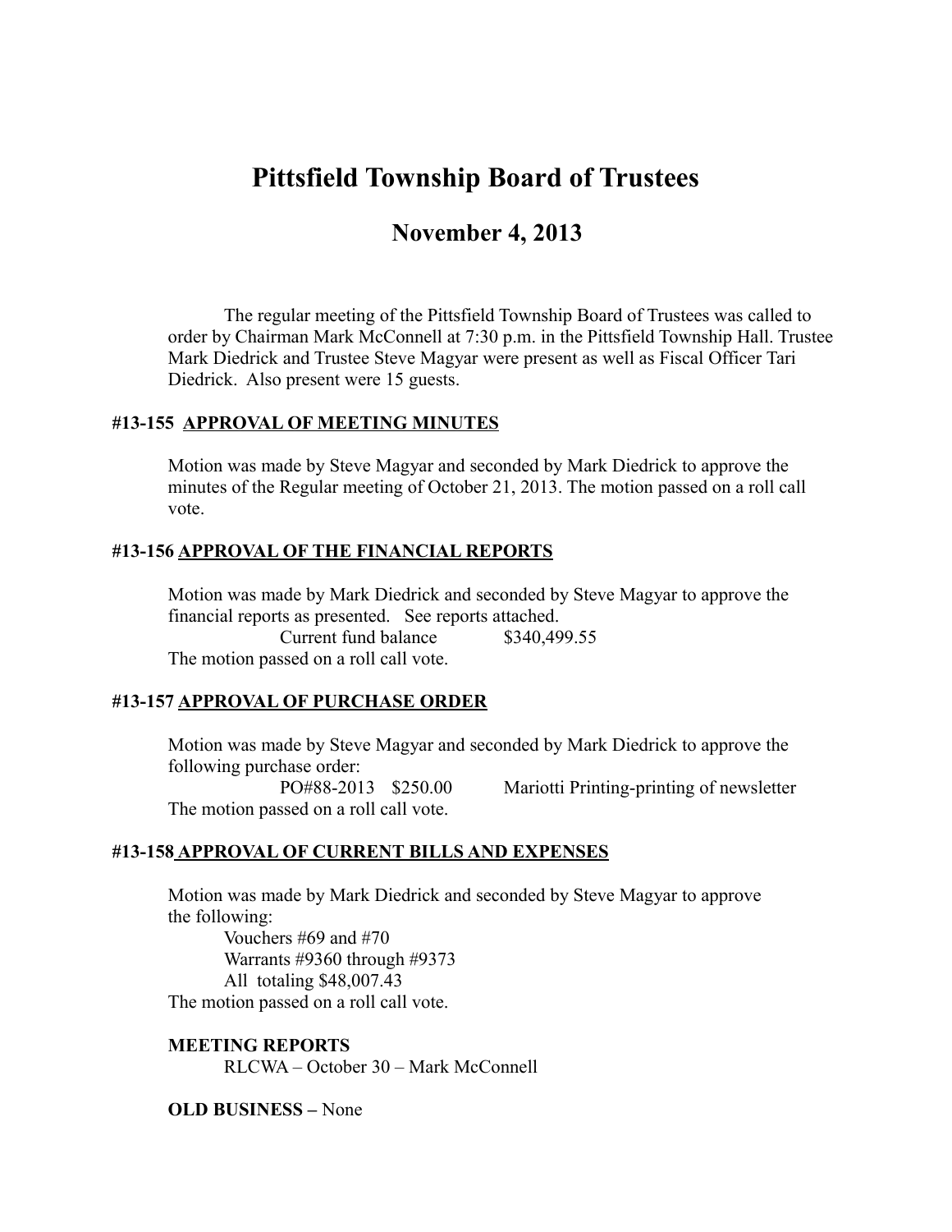# Pittsfield Township Board of Trustees

## November 4, 2013

The regular meeting of the Pittsfield Township Board of Trustees was called to order by Chairman Mark McConnell at 7:30 p.m. in the Pittsfield Township Hall. Trustee Mark Diedrick and Trustee Steve Magyar were present as well as Fiscal Officer Tari Diedrick. Also present were 15 guests.

### #13-155 APPROVAL OF MEETING MINUTES

Motion was made by Steve Magyar and seconded by Mark Diedrick to approve the minutes of the Regular meeting of October 21, 2013. The motion passed on a roll call vote.

### #13-156 APPROVAL OF THE FINANCIAL REPORTS

Motion was made by Mark Diedrick and seconded by Steve Magyar to approve the financial reports as presented. See reports attached.

Current fund balance $340,499.55

The motion passed on a roll call vote.

### #13-157 APPROVAL OF PURCHASE ORDER

Motion was made by Steve Magyar and seconded by Mark Diedrick to approve the following purchase order:

PO#88-2013 $250.00 Mariotti Printing-printing of newsletter

The motion passed on a roll call vote.

### #13-158 APPROVAL OF CURRENT BILLS AND EXPENSES

Motion was made by Mark Diedrick and seconded by Steve Magyar to approve the following:

Vouchers #69 and #70
Warrants #9360 through #9373
All totaling $48,007.43

The motion passed on a roll call vote.

**MEETING REPORTS**

RLCWA – October 30 – Mark McConnell

**OLD BUSINESS –** None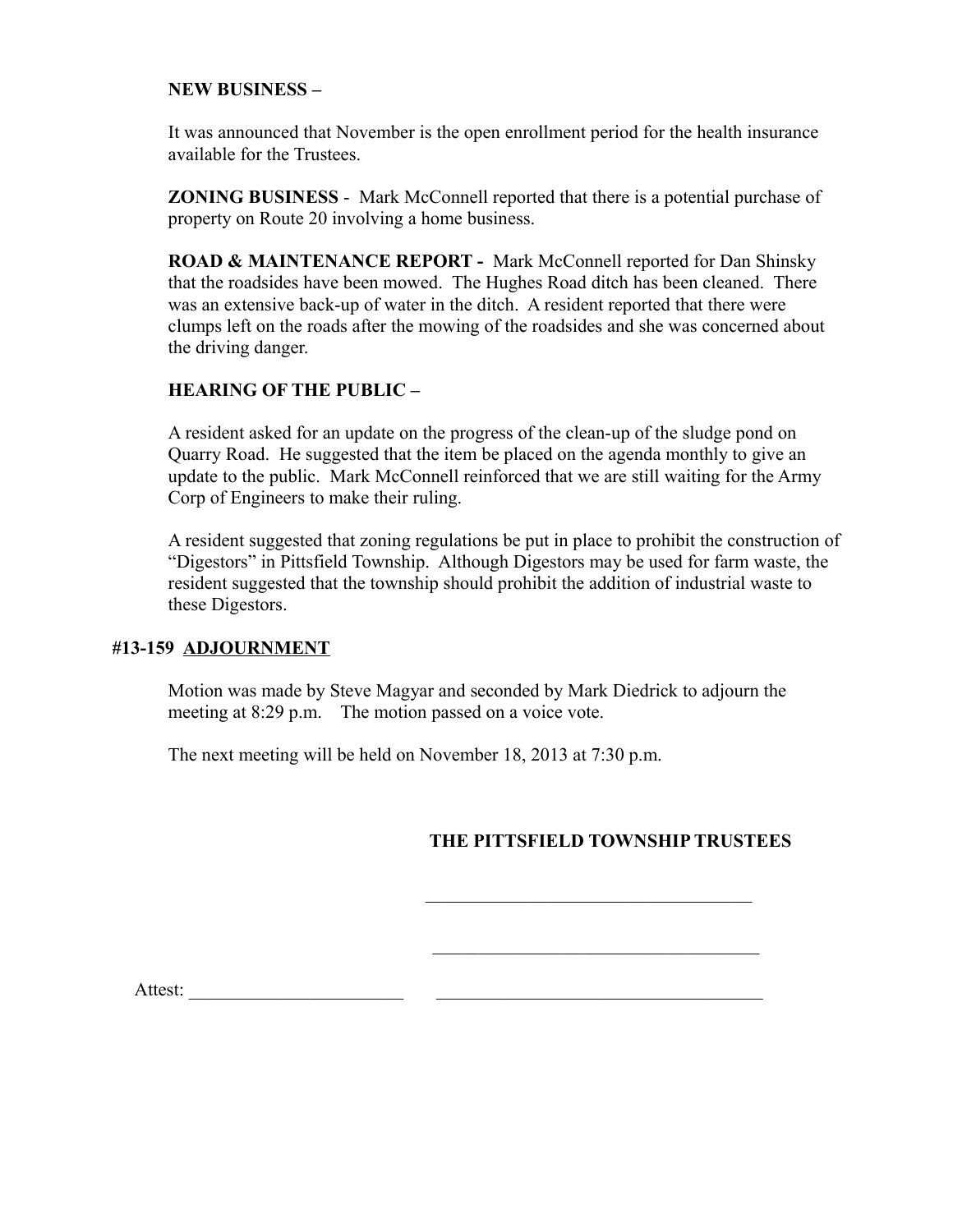**NEW BUSINESS –**

It was announced that November is the open enrollment period for the health insurance available for the Trustees.

**ZONING BUSINESS** - Mark McConnell reported that there is a potential purchase of property on Route 20 involving a home business.

**ROAD & MAINTENANCE REPORT -** Mark McConnell reported for Dan Shinsky that the roadsides have been mowed. The Hughes Road ditch has been cleaned. There was an extensive back-up of water in the ditch. A resident reported that there were clumps left on the roads after the mowing of the roadsides and she was concerned about the driving danger.

**HEARING OF THE PUBLIC –**

A resident asked for an update on the progress of the clean-up of the sludge pond on Quarry Road. He suggested that the item be placed on the agenda monthly to give an update to the public. Mark McConnell reinforced that we are still waiting for the Army Corp of Engineers to make their ruling.

A resident suggested that zoning regulations be put in place to prohibit the construction of "Digestors" in Pittsfield Township. Although Digestors may be used for farm waste, the resident suggested that the township should prohibit the addition of industrial waste to these Digestors.

**#13-159 ADJOURNMENT**

Motion was made by Steve Magyar and seconded by Mark Diedrick to adjourn the meeting at 8:29 p.m. The motion passed on a voice vote.

The next meeting will be held on November 18, 2013 at 7:30 p.m.

**THE PITTSFIELD TOWNSHIP TRUSTEES**

\_\_\_\_\_\_\_\_\_\_\_\_\_\_\_\_\_\_\_\_\_\_\_\_\_\_\_\_\_\_\_\_\_\_\_

\_\_\_\_\_\_\_\_\_\_\_\_\_\_\_\_\_\_\_\_\_\_\_\_\_\_\_\_\_\_\_\_\_\_\_

Attest: \_\_\_\_\_\_\_\_\_\_\_\_\_\_\_\_\_\_\_\_\_\_\_ \_\_\_\_\_\_\_\_\_\_\_\_\_\_\_\_\_\_\_\_\_\_\_\_\_\_\_\_\_\_\_\_\_\_\_